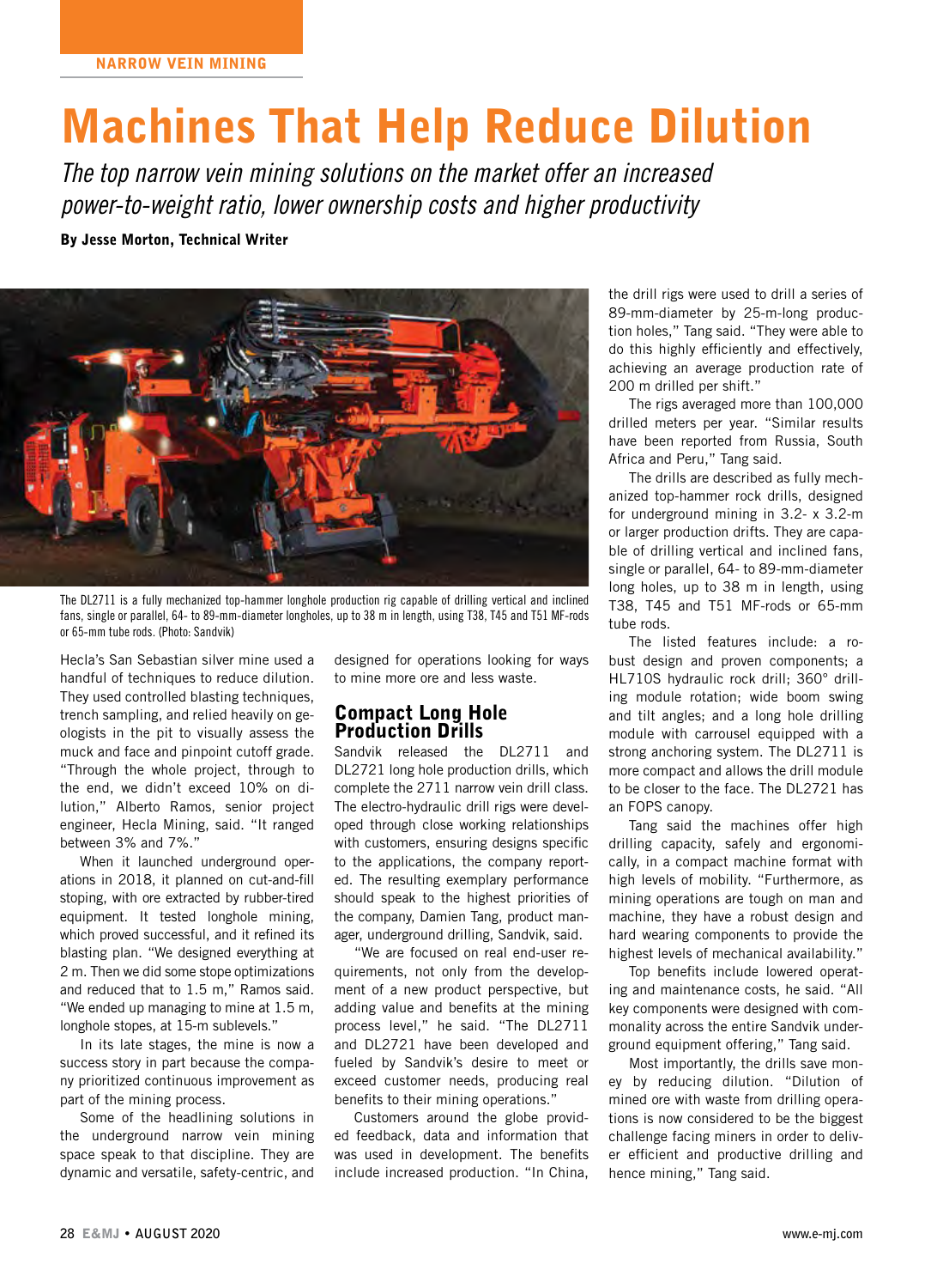NARROW VEIN MINING

# Machines That Help Reduce Dilution

*The top narrow vein mining solutions on the market offer an increased power-to-weight ratio, lower ownership costs and higher productivity*

**By Jesse Morton, Technical Writer**

The DL2711 is a fully mechanized top-hammer longhole production rig capable of drilling vertical and inclined fans, single or parallel, 64- to 89-mm-diameter longholes, up to 38 m in length, using T38, T45 and T51 MF-rods or 65-mm tube rods. (Photo: Sandvik)

Hecla's San Sebastian silver mine used a handful of techniques to reduce dilution. They used controlled blasting techniques, trench sampling, and relied heavily on geologists in the pit to visually assess the muck and face and pinpoint cutoff grade. "Through the whole project, through to the end, we didn't exceed 10% on dilution," Alberto Ramos, senior project engineer, Hecla Mining, said. "It ranged between 3% and 7%."

When it launched underground operations in 2018, it planned on cut-and-fill stoping, with ore extracted by rubber-tired equipment. It tested longhole mining, which proved successful, and it refined its blasting plan. "We designed everything at 2 m. Then we did some stope optimizations and reduced that to 1.5 m," Ramos said. "We ended up managing to mine at 1.5 m, longhole stopes, at 15-m sublevels."

In its late stages, the mine is now a success story in part because the company prioritized continuous improvement as part of the mining process.

Some of the headlining solutions in the underground narrow vein mining space speak to that discipline. They are dynamic and versatile, safety-centric, and designed for operations looking for ways to mine more ore and less waste.

## Compact Long Hole Production Drills

Sandvik released the DL2711 and DL2721 long hole production drills, which complete the 2711 narrow vein drill class. The electro-hydraulic drill rigs were developed through close working relationships with customers, ensuring designs specific to the applications, the company reported. The resulting exemplary performance should speak to the highest priorities of the company, Damien Tang, product manager, underground drilling, Sandvik, said.

"We are focused on real end-user requirements, not only from the development of a new product perspective, but adding value and benefits at the mining process level," he said. "The DL2711 and DL2721 have been developed and fueled by Sandvik's desire to meet or exceed customer needs, producing real benefits to their mining operations."

Customers around the globe provided feedback, data and information that was used in development. The benefits include increased production. "In China, the drill rigs were used to drill a series of 89-mm-diameter by 25-m-long production holes," Tang said. "They were able to do this highly efficiently and effectively, achieving an average production rate of 200 m drilled per shift."

The rigs averaged more than 100,000 drilled meters per year. "Similar results have been reported from Russia, South Africa and Peru," Tang said.

The drills are described as fully mechanized top-hammer rock drills, designed for underground mining in 3.2- x 3.2-m or larger production drifts. They are capable of drilling vertical and inclined fans, single or parallel, 64- to 89-mm-diameter long holes, up to 38 m in length, using T38, T45 and T51 MF-rods or 65-mm tube rods.

The listed features include: a robust design and proven components; a HL710S hydraulic rock drill; 360° drilling module rotation; wide boom swing and tilt angles; and a long hole drilling module with carrousel equipped with a strong anchoring system. The DL2711 is more compact and allows the drill module to be closer to the face. The DL2721 has an FOPS canopy.

Tang said the machines offer high drilling capacity, safely and ergonomically, in a compact machine format with high levels of mobility. "Furthermore, as mining operations are tough on man and machine, they have a robust design and hard wearing components to provide the highest levels of mechanical availability."

Top benefits include lowered operating and maintenance costs, he said. "All key components were designed with commonality across the entire Sandvik underground equipment offering," Tang said.

Most importantly, the drills save money by reducing dilution. "Dilution of mined ore with waste from drilling operations is now considered to be the biggest challenge facing miners in order to deliver efficient and productive drilling and hence mining," Tang said.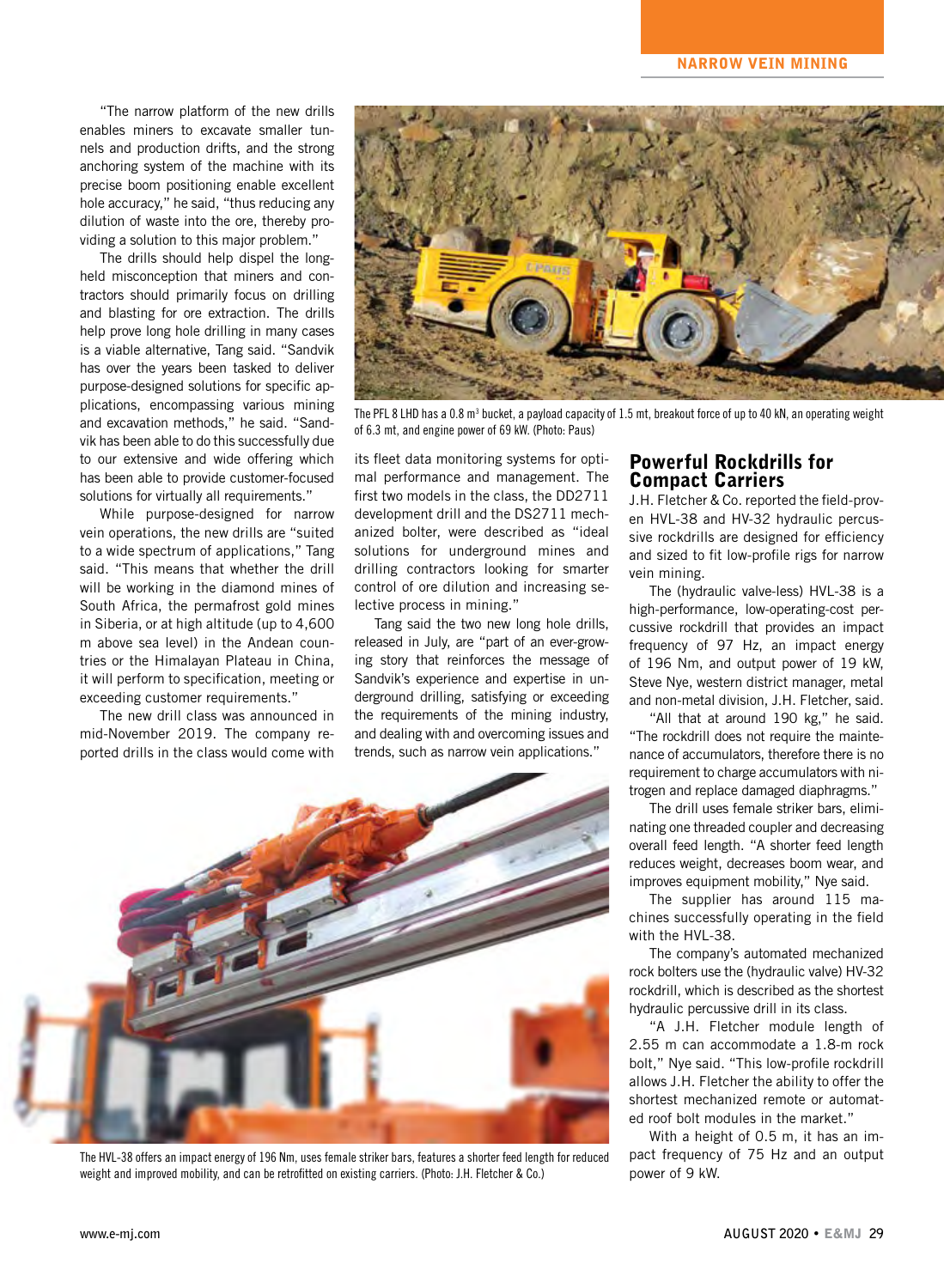"The narrow platform of the new drills enables miners to excavate smaller tunnels and production drifts, and the strong anchoring system of the machine with its precise boom positioning enable excellent hole accuracy," he said, "thus reducing any dilution of waste into the ore, thereby providing a solution to this major problem."

The drills should help dispel the long-held misconception that miners and contractors should primarily focus on drilling and blasting for ore extraction. The drills help prove long hole drilling in many cases is a viable alternative, Tang said. "Sandvik has over the years been tasked to deliver purpose-designed solutions for specific applications, encompassing various mining and excavation methods," he said. "Sandvik has been able to do this successfully due to our extensive and wide offering which has been able to provide customer-focused solutions for virtually all requirements."

While purpose-designed for narrow vein operations, the new drills are "suited to a wide spectrum of applications," Tang said. "This means that whether the drill will be working in the diamond mines of South Africa, the permafrost gold mines in Siberia, or at high altitude (up to 4,600 m above sea level) in the Andean countries or the Himalayan Plateau in China, it will perform to specification, meeting or exceeding customer requirements."

The new drill class was announced in mid-November 2019. The company reported drills in the class would come with its fleet data monitoring systems for optimal performance and management. The first two models in the class, the DD2711 development drill and the DS2711 mechanized bolter, were described as "ideal solutions for underground mines and drilling contractors looking for smarter control of ore dilution and increasing selective process in mining."

Tang said the two new long hole drills, released in July, are "part of an ever-growing story that reinforces the message of Sandvik's experience and expertise in underground drilling, satisfying or exceeding the requirements of the mining industry, and dealing with and overcoming issues and trends, such as narrow vein applications."

The PFL 8 LHD has a 0.8 m[3] bucket, a payload capacity of 1.5 mt, breakout force of up to 40 kN, an operating weight of 6.3 mt, and engine power of 69 kW. (Photo: Paus)

The HVL-38 offers an impact energy of 196 Nm, uses female striker bars, features a shorter feed length for reduced weight and improved mobility, and can be retrofitted on existing carriers. (Photo: J.H. Fletcher & Co.)

## Powerful Rockdrills for Compact Carriers

J.H. Fletcher & Co. reported the field-proven HVL-38 and HV-32 hydraulic percussive rockdrills are designed for efficiency and sized to fit low-profile rigs for narrow vein mining.

The (hydraulic valve-less) HVL-38 is a high-performance, low-operating-cost percussive rockdrill that provides an impact frequency of 97 Hz, an impact energy of 196 Nm, and output power of 19 kW, Steve Nye, western district manager, metal and non-metal division, J.H. Fletcher, said.

"All that at around 190 kg," he said. "The rockdrill does not require the maintenance of accumulators, therefore there is no requirement to charge accumulators with nitrogen and replace damaged diaphragms."

The drill uses female striker bars, eliminating one threaded coupler and decreasing overall feed length. "A shorter feed length reduces weight, decreases boom wear, and improves equipment mobility," Nye said.

The supplier has around 115 machines successfully operating in the field with the HVL-38.

The company's automated mechanized rock bolters use the (hydraulic valve) HV-32 rockdrill, which is described as the shortest hydraulic percussive drill in its class.

"A J.H. Fletcher module length of 2.55 m can accommodate a 1.8-m rock bolt," Nye said. "This low-profile rockdrill allows J.H. Fletcher the ability to offer the shortest mechanized remote or automated roof bolt modules in the market."

With a height of 0.5 m, it has an impact frequency of 75 Hz and an output power of 9 kW.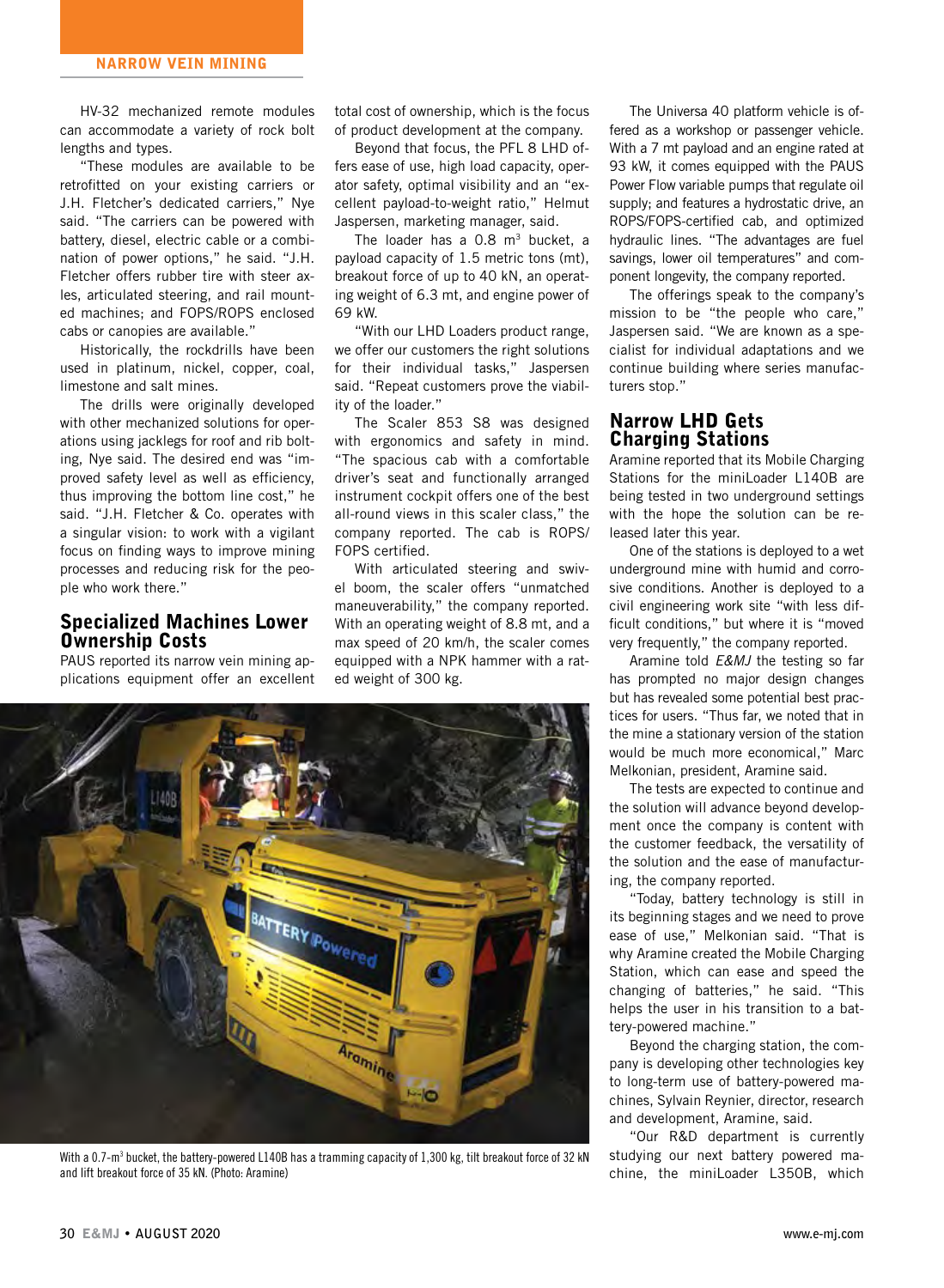HV-32 mechanized remote modules can accommodate a variety of rock bolt lengths and types.

"These modules are available to be retrofitted on your existing carriers or J.H. Fletcher's dedicated carriers," Nye said. "The carriers can be powered with battery, diesel, electric cable or a combination of power options," he said. "J.H. Fletcher offers rubber tire with steer axles, articulated steering, and rail mounted machines; and FOPS/ROPS enclosed cabs or canopies are available."

Historically, the rockdrills have been used in platinum, nickel, copper, coal, limestone and salt mines.

The drills were originally developed with other mechanized solutions for operations using jacklegs for roof and rib bolting, Nye said. The desired end was "improved safety level as well as efficiency, thus improving the bottom line cost," he said. "J.H. Fletcher & Co. operates with a singular vision: to work with a vigilant focus on finding ways to improve mining processes and reducing risk for the people who work there."

## Specialized Machines Lower Ownership Costs

PAUS reported its narrow vein mining applications equipment offer an excellent total cost of ownership, which is the focus of product development at the company.

Beyond that focus, the PFL 8 LHD offers ease of use, high load capacity, operator safety, optimal visibility and an "excellent payload-to-weight ratio," Helmut Jaspersen, marketing manager, said.

The loader has a 0.8 $m^3$ bucket, a payload capacity of 1.5 metric tons (mt), breakout force of up to 40 kN, an operating weight of 6.3 mt, and engine power of 69 kW.

"With our LHD Loaders product range, we offer our customers the right solutions for their individual tasks," Jaspersen said. "Repeat customers prove the viability of the loader."

The Scaler 853 S8 was designed with ergonomics and safety in mind. "The spacious cab with a comfortable driver's seat and functionally arranged instrument cockpit offers one of the best all-round views in this scaler class," the company reported. The cab is ROPS/FOPS certified.

With articulated steering and swivel boom, the scaler offers "unmatched maneuverability," the company reported. With an operating weight of 8.8 mt, and a max speed of 20 km/h, the scaler comes equipped with a NPK hammer with a rated weight of 300 kg.

The Universa 40 platform vehicle is offered as a workshop or passenger vehicle. With a 7 mt payload and an engine rated at 93 kW, it comes equipped with the PAUS Power Flow variable pumps that regulate oil supply; and features a hydrostatic drive, an ROPS/FOPS-certified cab, and optimized hydraulic lines. "The advantages are fuel savings, lower oil temperatures" and component longevity, the company reported.

The offerings speak to the company's mission to be "the people who care," Jaspersen said. "We are known as a specialist for individual adaptations and we continue building where series manufacturers stop."

## Narrow LHD Gets Charging Stations

Aramine reported that its Mobile Charging Stations for the miniLoader L140B are being tested in two underground settings with the hope the solution can be released later this year.

One of the stations is deployed to a wet underground mine with humid and corrosive conditions. Another is deployed to a civil engineering work site "with less difficult conditions," but where it is "moved very frequently," the company reported.

Aramine told *E&MJ* the testing so far has prompted no major design changes but has revealed some potential best practices for users. "Thus far, we noted that in the mine a stationary version of the station would be much more economical," Marc Melkonian, president, Aramine said.

The tests are expected to continue and the solution will advance beyond development once the company is content with the customer feedback, the versatility of the solution and the ease of manufacturing, the company reported.

"Today, battery technology is still in its beginning stages and we need to prove ease of use," Melkonian said. "That is why Aramine created the Mobile Charging Station, which can ease and speed the changing of batteries," he said. "This helps the user in his transition to a battery-powered machine."

Beyond the charging station, the company is developing other technologies key to long-term use of battery-powered machines, Sylvain Reynier, director, research and development, Aramine, said.

"Our R&D department is currently studying our next battery powered machine, the miniLoader L350B, which

With a 0.7-$m^3$ bucket, the battery-powered L140B has a tramming capacity of 1,300 kg, tilt breakout force of 32 kN and lift breakout force of 35 kN. (Photo: Aramine)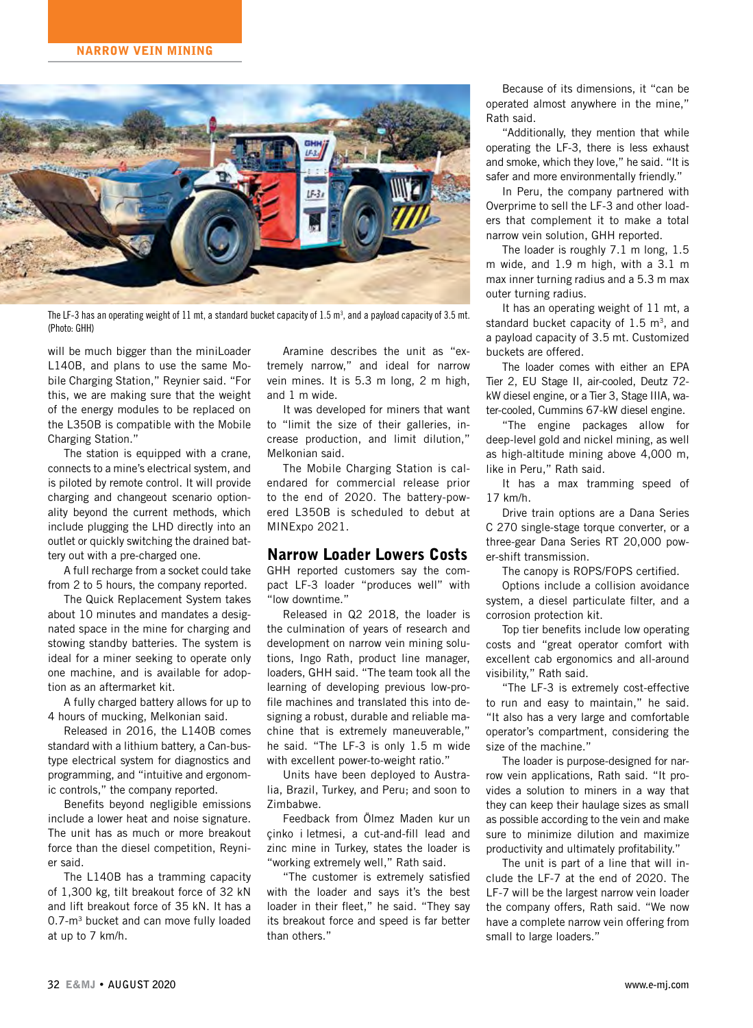The LF-3 has an operating weight of 11 mt, a standard bucket capacity of 1.5 m$^3$, and a payload capacity of 3.5 mt. (Photo: GHH)

will be much bigger than the miniLoader L140B, and plans to use the same Mobile Charging Station," Reynier said. "For this, we are making sure that the weight of the energy modules to be replaced on the L350B is compatible with the Mobile Charging Station."

The station is equipped with a crane, connects to a mine's electrical system, and is piloted by remote control. It will provide charging and changeout scenario optionality beyond the current methods, which include plugging the LHD directly into an outlet or quickly switching the drained battery out with a pre-charged one.

A full recharge from a socket could take from 2 to 5 hours, the company reported.

The Quick Replacement System takes about 10 minutes and mandates a designated space in the mine for charging and stowing standby batteries. The system is ideal for a miner seeking to operate only one machine, and is available for adoption as an aftermarket kit.

A fully charged battery allows for up to 4 hours of mucking, Melkonian said.

Released in 2016, the L140B comes standard with a lithium battery, a Can-bus-type electrical system for diagnostics and programming, and "intuitive and ergonomic controls," the company reported.

Benefits beyond negligible emissions include a lower heat and noise signature. The unit has as much or more breakout force than the diesel competition, Reynier said.

The L140B has a tramming capacity of 1,300 kg, tilt breakout force of 32 kN and lift breakout force of 35 kN. It has a 0.7-m$^3$ bucket and can move fully loaded at up to 7 km/h.

Aramine describes the unit as "extremely narrow," and ideal for narrow vein mines. It is 5.3 m long, 2 m high, and 1 m wide.

It was developed for miners that want to "limit the size of their galleries, increase production, and limit dilution," Melkonian said.

The Mobile Charging Station is calendared for commercial release prior to the end of 2020. The battery-powered L350B is scheduled to debut at MINExpo 2021.

## Narrow Loader Lowers Costs

GHH reported customers say the compact LF-3 loader "produces well" with "low downtime."

Released in Q2 2018, the loader is the culmination of years of research and development on narrow vein mining solutions, Ingo Rath, product line manager, loaders, GHH said. "The team took all the learning of developing previous low-profile machines and translated this into designing a robust, durable and reliable machine that is extremely maneuverable," he said. "The LF-3 is only 1.5 m wide with excellent power-to-weight ratio."

Units have been deployed to Australia, Brazil, Turkey, and Peru; and soon to Zimbabwe.

Feedback from Ölmez Maden kur un çinko i letmesi, a cut-and-fill lead and zinc mine in Turkey, states the loader is "working extremely well," Rath said.

"The customer is extremely satisfied with the loader and says it's the best loader in their fleet," he said. "They say its breakout force and speed is far better than others."

Because of its dimensions, it "can be operated almost anywhere in the mine," Rath said.

"Additionally, they mention that while operating the LF-3, there is less exhaust and smoke, which they love," he said. "It is safer and more environmentally friendly."

In Peru, the company partnered with Overprime to sell the LF-3 and other loaders that complement it to make a total narrow vein solution, GHH reported.

The loader is roughly 7.1 m long, 1.5 m wide, and 1.9 m high, with a 3.1 m max inner turning radius and a 5.3 m max outer turning radius.

It has an operating weight of 11 mt, a standard bucket capacity of 1.5 m$^3$, and a payload capacity of 3.5 mt. Customized buckets are offered.

The loader comes with either an EPA Tier 2, EU Stage II, air-cooled, Deutz 72-kW diesel engine, or a Tier 3, Stage IIIA, water-cooled, Cummins 67-kW diesel engine.

"The engine packages allow for deep-level gold and nickel mining, as well as high-altitude mining above 4,000 m, like in Peru," Rath said.

It has a max tramming speed of 17 km/h.

Drive train options are a Dana Series C 270 single-stage torque converter, or a three-gear Dana Series RT 20,000 power-shift transmission.

The canopy is ROPS/FOPS certified.

Options include a collision avoidance system, a diesel particulate filter, and a corrosion protection kit.

Top tier benefits include low operating costs and "great operator comfort with excellent cab ergonomics and all-around visibility," Rath said.

"The LF-3 is extremely cost-effective to run and easy to maintain," he said. "It also has a very large and comfortable operator's compartment, considering the size of the machine."

The loader is purpose-designed for narrow vein applications, Rath said. "It provides a solution to miners in a way that they can keep their haulage sizes as small as possible according to the vein and make sure to minimize dilution and maximize productivity and ultimately profitability."

The unit is part of a line that will include the LF-7 at the end of 2020. The LF-7 will be the largest narrow vein loader the company offers, Rath said. "We now have a complete narrow vein offering from small to large loaders."